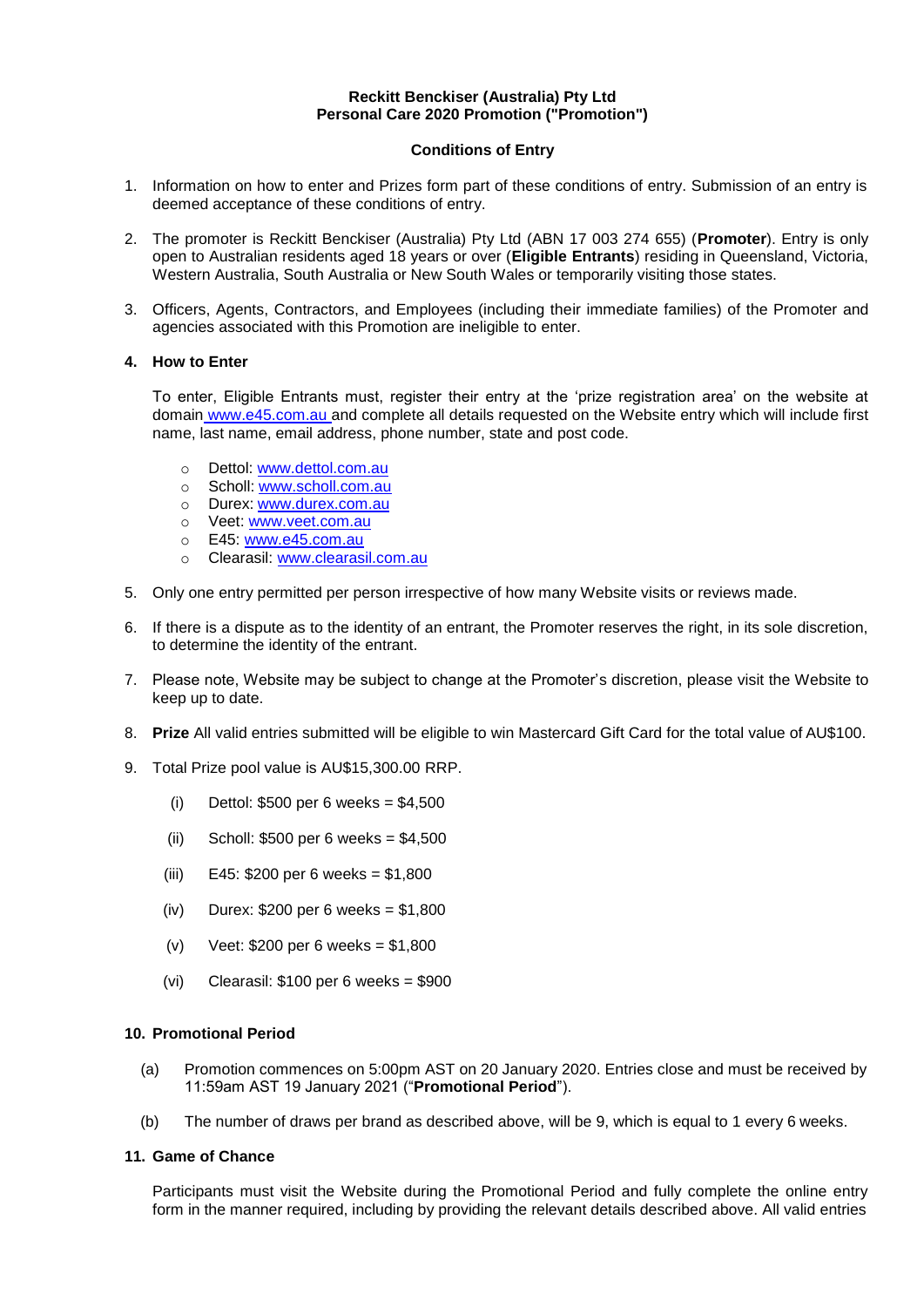**Reckitt Benckiser (Australia) Pty Ltd**
**Personal Care 2020 Promotion ("Promotion")**

**Conditions of Entry**

1. Information on how to enter and Prizes form part of these conditions of entry. Submission of an entry is deemed acceptance of these conditions of entry.

2. The promoter is Reckitt Benckiser (Australia) Pty Ltd (ABN 17 003 274 655) (**Promoter**). Entry is only open to Australian residents aged 18 years or over (**Eligible Entrants**) residing in Queensland, Victoria, Western Australia, South Australia or New South Wales or temporarily visiting those states.

3. Officers, Agents, Contractors, and Employees (including their immediate families) of the Promoter and agencies associated with this Promotion are ineligible to enter.

4. **How to Enter**

   To enter, Eligible Entrants must, register their entry at the 'prize registration area' on the website at domain www.e45.com.au and complete all details requested on the Website entry which will include first name, last name, email address, phone number, state and post code.

   - Dettol: www.dettol.com.au
   - Scholl: www.scholl.com.au
   - Durex: www.durex.com.au
   - Veet: www.veet.com.au
   - E45: www.e45.com.au
   - Clearasil: www.clearasil.com.au

5. Only one entry permitted per person irrespective of how many Website visits or reviews made.

6. If there is a dispute as to the identity of an entrant, the Promoter reserves the right, in its sole discretion, to determine the identity of the entrant.

7. Please note, Website may be subject to change at the Promoter's discretion, please visit the Website to keep up to date.

8. **Prize** All valid entries submitted will be eligible to win Mastercard Gift Card for the total value of AU$100.

9. Total Prize pool value is AU$15,300.00 RRP.

   (i) Dettol: $500 per 6 weeks = $4,500

   (ii) Scholl: $500 per 6 weeks = $4,500

   (iii) E45: $200 per 6 weeks = $1,800

   (iv) Durex: $200 per 6 weeks = $1,800

   (v) Veet: $200 per 6 weeks = $1,800

   (vi) Clearasil: $100 per 6 weeks = $900

10. **Promotional Period**

    (a) Promotion commences on 5:00pm AST on 20 January 2020. Entries close and must be received by 11:59am AST 19 January 2021 ("**Promotional Period**").

    (b) The number of draws per brand as described above, will be 9, which is equal to 1 every 6 weeks.

11. **Game of Chance**

    Participants must visit the Website during the Promotional Period and fully complete the online entry form in the manner required, including by providing the relevant details described above. All valid entries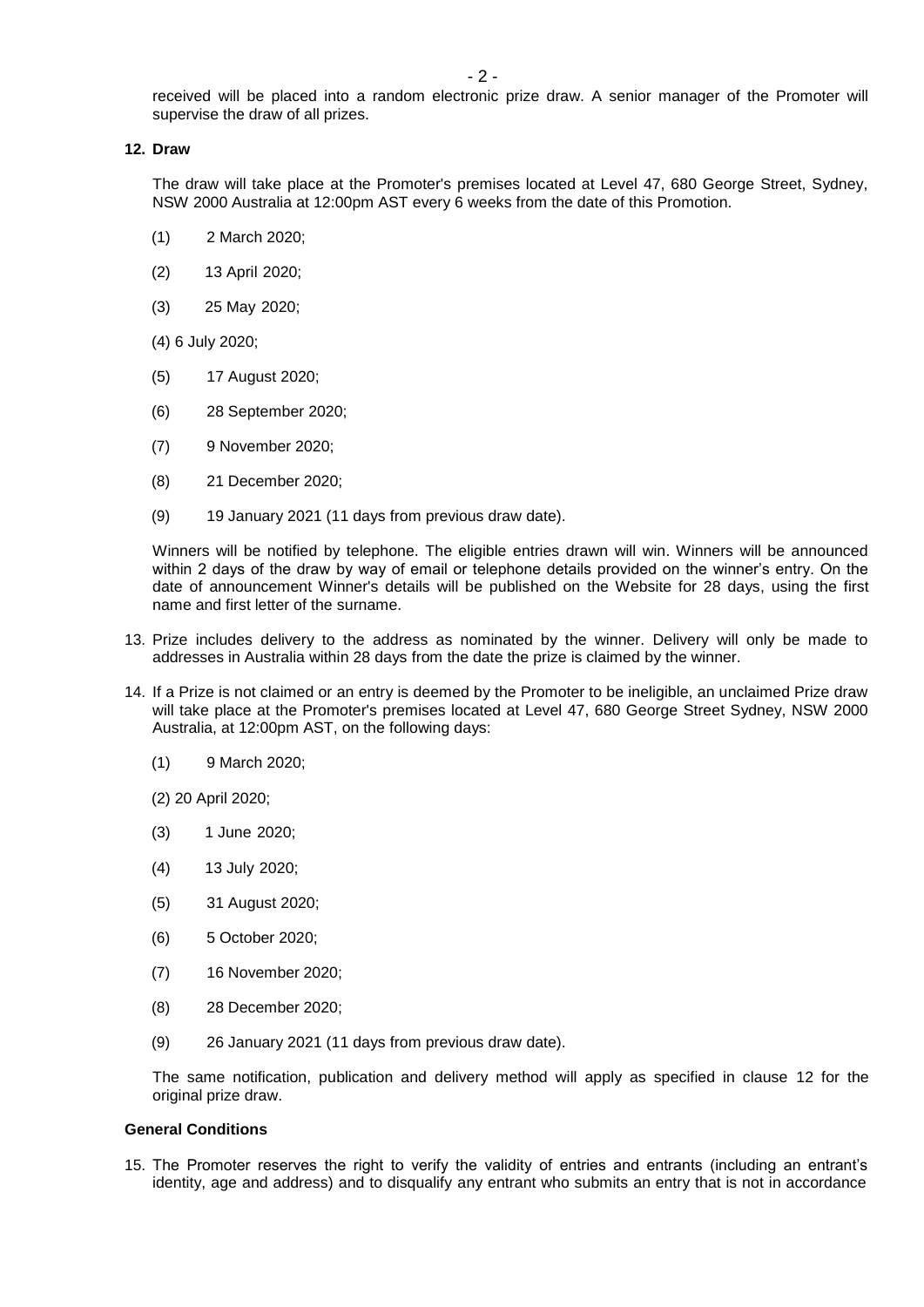received will be placed into a random electronic prize draw. A senior manager of the Promoter will supervise the draw of all prizes.

**12. Draw**

The draw will take place at the Promoter's premises located at Level 47, 680 George Street, Sydney, NSW 2000 Australia at 12:00pm AST every 6 weeks from the date of this Promotion.

(1) 2 March 2020;

(2) 13 April 2020;

(3) 25 May 2020;

(4) 6 July 2020;

(5) 17 August 2020;

(6) 28 September 2020;

(7) 9 November 2020;

(8) 21 December 2020;

(9) 19 January 2021 (11 days from previous draw date).

Winners will be notified by telephone. The eligible entries drawn will win. Winners will be announced within 2 days of the draw by way of email or telephone details provided on the winner's entry. On the date of announcement Winner's details will be published on the Website for 28 days, using the first name and first letter of the surname.

13. Prize includes delivery to the address as nominated by the winner. Delivery will only be made to addresses in Australia within 28 days from the date the prize is claimed by the winner.

14. If a Prize is not claimed or an entry is deemed by the Promoter to be ineligible, an unclaimed Prize draw will take place at the Promoter's premises located at Level 47, 680 George Street Sydney, NSW 2000 Australia, at 12:00pm AST, on the following days:

(1) 9 March 2020;

(2) 20 April 2020;

(3) 1 June 2020;

(4) 13 July 2020;

(5) 31 August 2020;

(6) 5 October 2020;

(7) 16 November 2020;

(8) 28 December 2020;

(9) 26 January 2021 (11 days from previous draw date).

The same notification, publication and delivery method will apply as specified in clause 12 for the original prize draw.

**General Conditions**

15. The Promoter reserves the right to verify the validity of entries and entrants (including an entrant's identity, age and address) and to disqualify any entrant who submits an entry that is not in accordance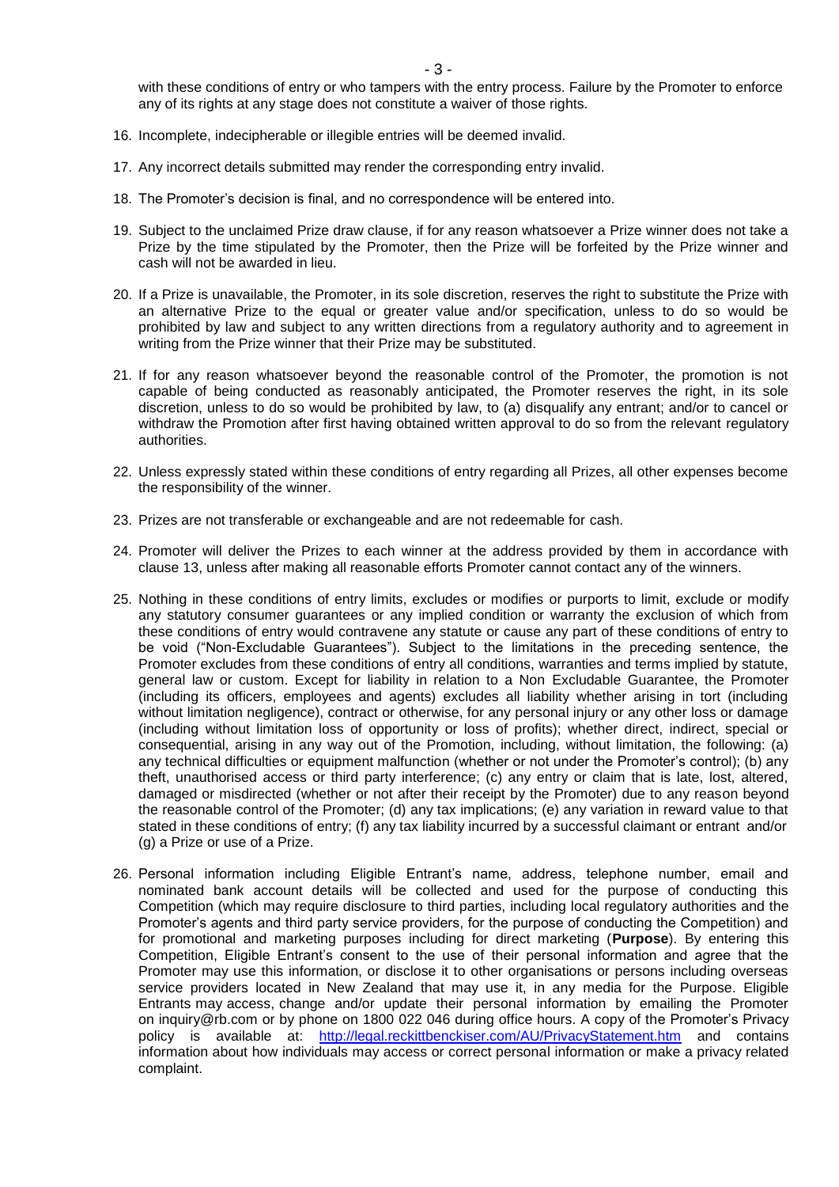with these conditions of entry or who tampers with the entry process. Failure by the Promoter to enforce any of its rights at any stage does not constitute a waiver of those rights.

16. Incomplete, indecipherable or illegible entries will be deemed invalid.

17. Any incorrect details submitted may render the corresponding entry invalid.

18. The Promoter's decision is final, and no correspondence will be entered into.

19. Subject to the unclaimed Prize draw clause, if for any reason whatsoever a Prize winner does not take a Prize by the time stipulated by the Promoter, then the Prize will be forfeited by the Prize winner and cash will not be awarded in lieu.

20. If a Prize is unavailable, the Promoter, in its sole discretion, reserves the right to substitute the Prize with an alternative Prize to the equal or greater value and/or specification, unless to do so would be prohibited by law and subject to any written directions from a regulatory authority and to agreement in writing from the Prize winner that their Prize may be substituted.

21. If for any reason whatsoever beyond the reasonable control of the Promoter, the promotion is not capable of being conducted as reasonably anticipated, the Promoter reserves the right, in its sole discretion, unless to do so would be prohibited by law, to (a) disqualify any entrant; and/or to cancel or withdraw the Promotion after first having obtained written approval to do so from the relevant regulatory authorities.

22. Unless expressly stated within these conditions of entry regarding all Prizes, all other expenses become the responsibility of the winner.

23. Prizes are not transferable or exchangeable and are not redeemable for cash.

24. Promoter will deliver the Prizes to each winner at the address provided by them in accordance with clause 13, unless after making all reasonable efforts Promoter cannot contact any of the winners.

25. Nothing in these conditions of entry limits, excludes or modifies or purports to limit, exclude or modify any statutory consumer guarantees or any implied condition or warranty the exclusion of which from these conditions of entry would contravene any statute or cause any part of these conditions of entry to be void ("Non-Excludable Guarantees"). Subject to the limitations in the preceding sentence, the Promoter excludes from these conditions of entry all conditions, warranties and terms implied by statute, general law or custom. Except for liability in relation to a Non Excludable Guarantee, the Promoter (including its officers, employees and agents) excludes all liability whether arising in tort (including without limitation negligence), contract or otherwise, for any personal injury or any other loss or damage (including without limitation loss of opportunity or loss of profits); whether direct, indirect, special or consequential, arising in any way out of the Promotion, including, without limitation, the following: (a) any technical difficulties or equipment malfunction (whether or not under the Promoter's control); (b) any theft, unauthorised access or third party interference; (c) any entry or claim that is late, lost, altered, damaged or misdirected (whether or not after their receipt by the Promoter) due to any reason beyond the reasonable control of the Promoter; (d) any tax implications; (e) any variation in reward value to that stated in these conditions of entry; (f) any tax liability incurred by a successful claimant or entrant and/or (g) a Prize or use of a Prize.

26. Personal information including Eligible Entrant's name, address, telephone number, email and nominated bank account details will be collected and used for the purpose of conducting this Competition (which may require disclosure to third parties, including local regulatory authorities and the Promoter's agents and third party service providers, for the purpose of conducting the Competition) and for promotional and marketing purposes including for direct marketing (**Purpose**). By entering this Competition, Eligible Entrant's consent to the use of their personal information and agree that the Promoter may use this information, or disclose it to other organisations or persons including overseas service providers located in New Zealand that may use it, in any media for the Purpose. Eligible Entrants may access, change and/or update their personal information by emailing the Promoter on inquiry@rb.com or by phone on 1800 022 046 during office hours. A copy of the Promoter's Privacy policy is available at: [http://legal.reckittbenckiser.com/AU/PrivacyStatement.htm](http://legal.reckittbenckiser.com/AU/PrivacyStatement.htm) and contains information about how individuals may access or correct personal information or make a privacy related complaint.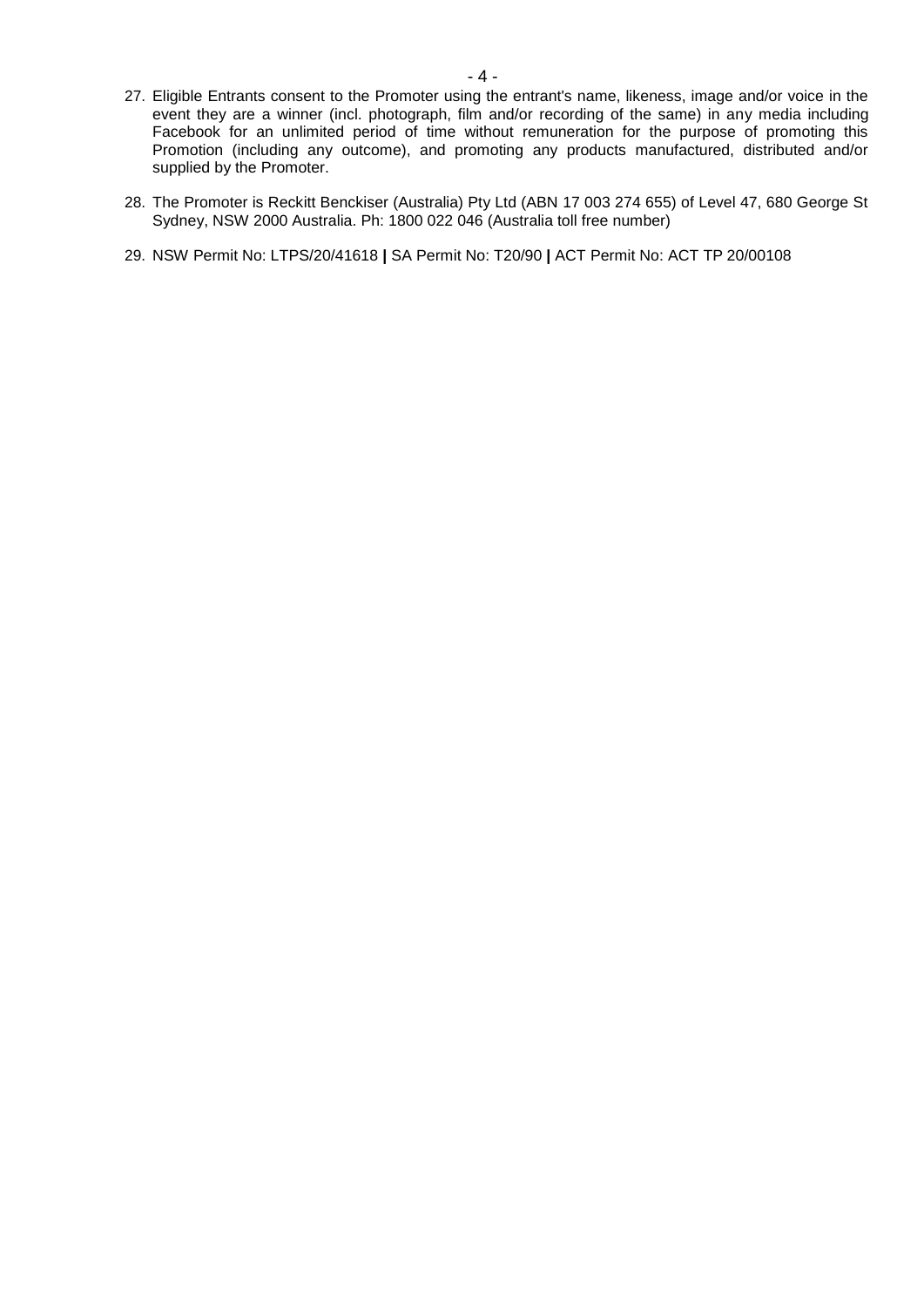27. Eligible Entrants consent to the Promoter using the entrant's name, likeness, image and/or voice in the event they are a winner (incl. photograph, film and/or recording of the same) in any media including Facebook for an unlimited period of time without remuneration for the purpose of promoting this Promotion (including any outcome), and promoting any products manufactured, distributed and/or supplied by the Promoter.

28. The Promoter is Reckitt Benckiser (Australia) Pty Ltd (ABN 17 003 274 655) of Level 47, 680 George St Sydney, NSW 2000 Australia. Ph: 1800 022 046 (Australia toll free number)

29. NSW Permit No: LTPS/20/41618 **|** SA Permit No: T20/90 **|** ACT Permit No: ACT TP 20/00108